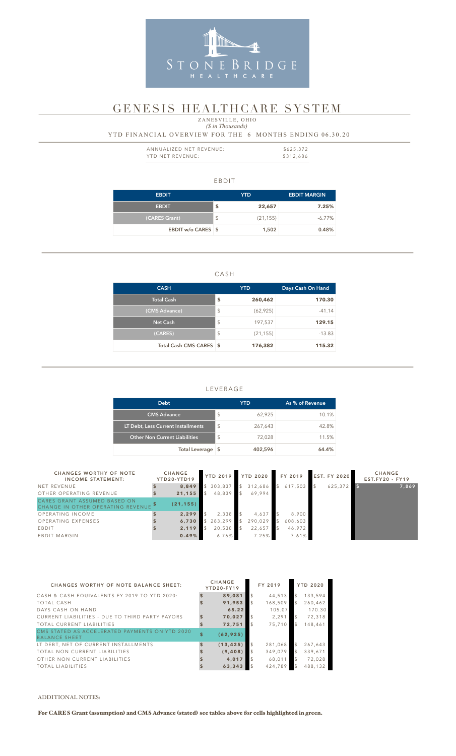STONEBRIDGE HEALTHCARE

# GENESIS HEALTHCARE SYSTEM

ZANESVILLE, OHIO

*($ in Thousands)*

YTD FINANCIAL OVERVIEW FOR THE 6 MONTHS ENDING 06.30.20

| | |
|---|---|
| ANNUALIZED NET REVENUE: | $625,372 |
| YTD NET REVENUE: | $312,686 |

## EBDIT

| EBDIT | YTD | | EBDIT MARGIN |
|---|---|---|---|
| EBDIT | $ | 22,657 | 7.25% |
| (CARES Grant) | $ | (21,155) | -6.77% |
| EBDIT w/o CARES | $ | 1,502 | 0.48% |

## CASH

| CASH | YTD | | Days Cash On Hand |
|---|---|---|---|
| Total Cash | $ | 260,462 | 170.30 |
| (CMS Advance) | $ | (62,925) | -41.14 |
| Net Cash | $ | 197,537 | 129.15 |
| (CARES) | $ | (21,155) | -13.83 |
| Total Cash-CMS-CARES | $ | 176,382 | 115.32 |

## LEVERAGE

| Debt | YTD | | As % of Revenue |
|---|---|---|---|
| CMS Advance | $ | 62,925 | 10.1% |
| LT Debt, Less Current Installments | $ | 267,643 | 42.8% |
| Other Non Current Liabilities | $ | 72,028 | 11.5% |
| Total Leverage | $ | 402,596 | 64.4% |

| CHANGES WORTHY OF NOTE INCOME STATEMENT: | CHANGE YTD20-YTD19 | YTD 2019 | YTD 2020 | FY 2019 | EST. FY 2020 | CHANGE EST.FY20 - FY19 |
|---|---|---|---|---|---|---|
| NET REVENUE | $ 8,849 | $ 303,837 | $ 312,686 | $ 617,503 | $ 625,372 | $ 7,869 |
| OTHER OPERATING REVENUE | $ 21,155 | $ 48,839 | $ 69,994 | | | |
| CARES GRANT ASSUMED BASED ON CHANGE IN OTHER OPERATING REVENUE | $ (21,155) | | | | | |
| OPERATING INCOME | $ 2,299 | $ 2,338 | $ 4,637 | $ 8,900 | | |
| OPERATING EXPENSES | $ 6,730 | $ 283,299 | $ 290,029 | $ 608,603 | | |
| EBDIT | $ 2,119 | $ 20,538 | $ 22,657 | $ 46,972 | | |
| EBDIT MARGIN | 0.49% | 6.76% | 7.25% | 7.61% | | |

| CHANGES WORTHY OF NOTE BALANCE SHEET: | CHANGE YTD20-FY19 | FY 2019 | YTD 2020 |
|---|---|---|---|
| CASH & CASH EQUIVALENTS FY 2019 TO YTD 2020: | $ 89,081 | $ 44,513 | $ 133,594 |
| TOTAL CASH | $ 91,953 | $ 168,509 | $ 260,462 |
| DAYS CASH ON HAND | 65.22 | 105.07 | 170.30 |
| CURRENT LIABILITIES - DUE TO THIRD PARTY PAYORS | $ 70,027 | $ 2,291 | $ 72,318 |
| TOTAL CURRENT LIABILITIES | $ 72,751 | $ 75,710 | $ 148,461 |
| CMS STATED AS ACCELERATED PAYMENTS ON YTD 2020 BALANCE SHEET | $ (62,925) | | |
| LT DEBT, NET OF CURRENT INSTALLMENTS | $ (13,425) | $ 281,068 | $ 267,643 |
| TOTAL NON CURRENT LIABILITIES | $ (9,408) | $ 349,079 | $ 339,671 |
| OTHER NON CURRENT LIABILITIES | $ 4,017 | $ 68,011 | $ 72,028 |
| TOTAL LIABILITIES | $ 63,343 | $ 424,789 | $ 488,132 |

ADDITIONAL NOTES:

**For CARES Grant (assumption) and CMS Advance (stated) see tables above for cells highlighted in green.**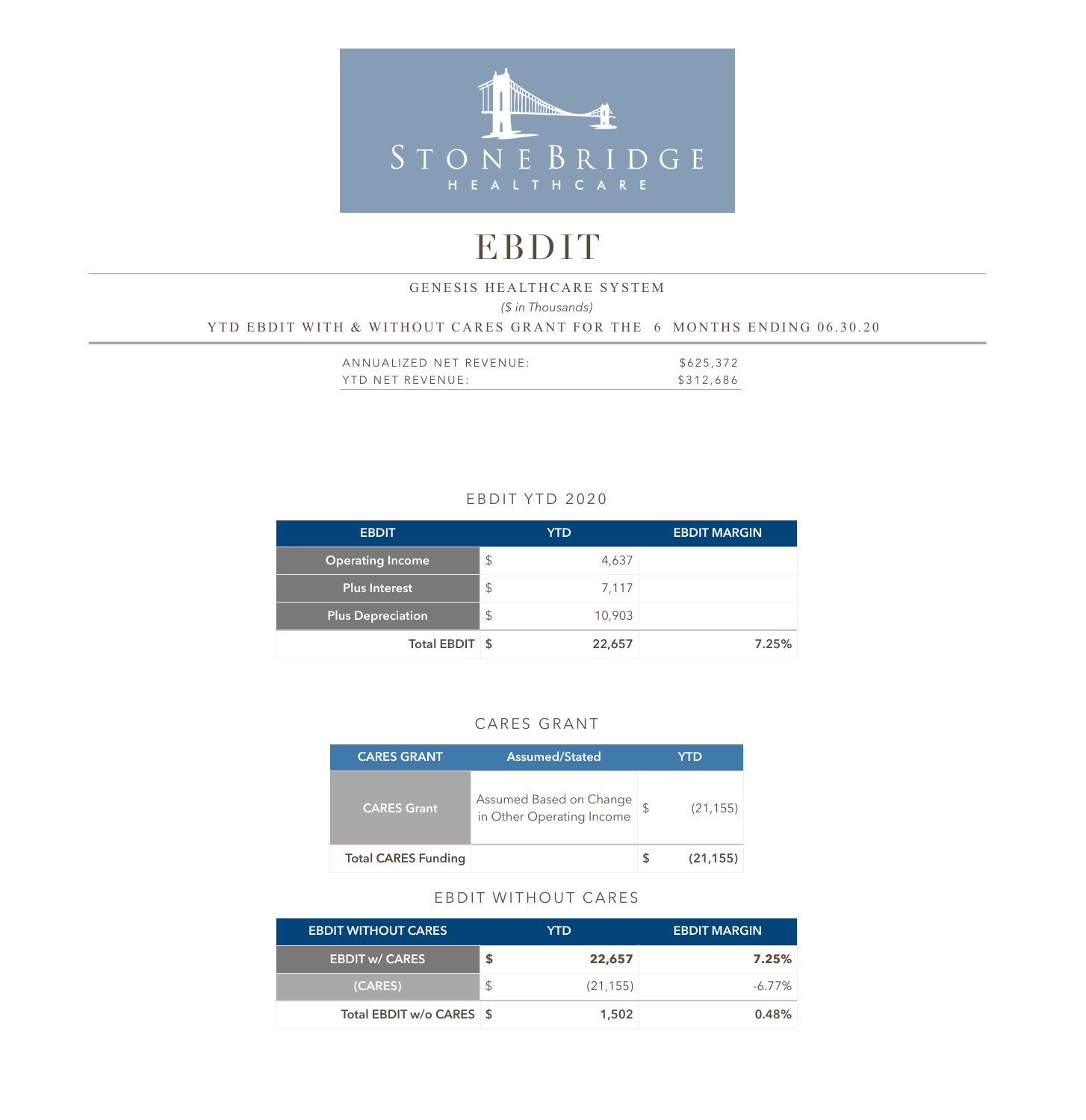STONEBRIDGE HEALTHCARE

# EBDIT

GENESIS HEALTHCARE SYSTEM

*($ in Thousands)*

YTD EBDIT WITH & WITHOUT CARES GRANT FOR THE 6 MONTHS ENDING 06.30.20

| | |
|---|---|
| ANNUALIZED NET REVENUE: | $625,372 |
| YTD NET REVENUE: | $312,686 |

## EBDIT YTD 2020

| EBDIT | | YTD | EBDIT MARGIN |
|---|---|---|---|
| Operating Income | $ | 4,637 | |
| Plus Interest | $ | 7,117 | |
| Plus Depreciation | $ | 10,903 | |
| **Total EBDIT** | **$** | **22,657** | **7.25%** |

## CARES GRANT

| CARES GRANT | Assumed/Stated | | YTD |
|---|---|---|---|
| CARES Grant | Assumed Based on Change in Other Operating Income | $ | (21,155) |
| **Total CARES Funding** | | **$** | **(21,155)** |

## EBDIT WITHOUT CARES

| EBDIT WITHOUT CARES | | YTD | EBDIT MARGIN |
|---|---|---|---|
| EBDIT w/ CARES | **$** | **22,657** | **7.25%** |
| (CARES) | $ | (21,155) | -6.77% |
| **Total EBDIT w/o CARES** | **$** | **1,502** | **0.48%** |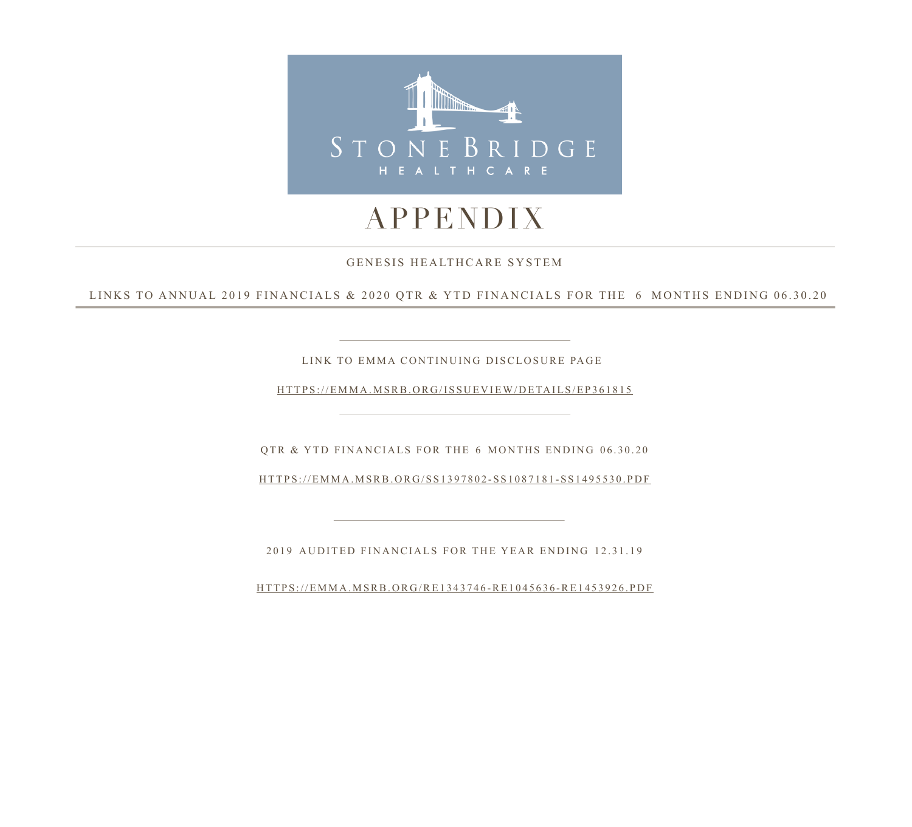STONEBRIDGE

HEALTHCARE

# APPENDIX

GENESIS HEALTHCARE SYSTEM

LINKS TO ANNUAL 2019 FINANCIALS & 2020 QTR & YTD FINANCIALS FOR THE 6 MONTHS ENDING 06.30.20

---

LINK TO EMMA CONTINUING DISCLOSURE PAGE

HTTPS://EMMA.MSRB.ORG/ISSUEVIEW/DETAILS/EP361815

---

QTR & YTD FINANCIALS FOR THE 6 MONTHS ENDING 06.30.20

HTTPS://EMMA.MSRB.ORG/SS1397802-SS1087181-SS1495530.PDF

---

2019 AUDITED FINANCIALS FOR THE YEAR ENDING 12.31.19

HTTPS://EMMA.MSRB.ORG/RE1343746-RE1045636-RE1453926.PDF